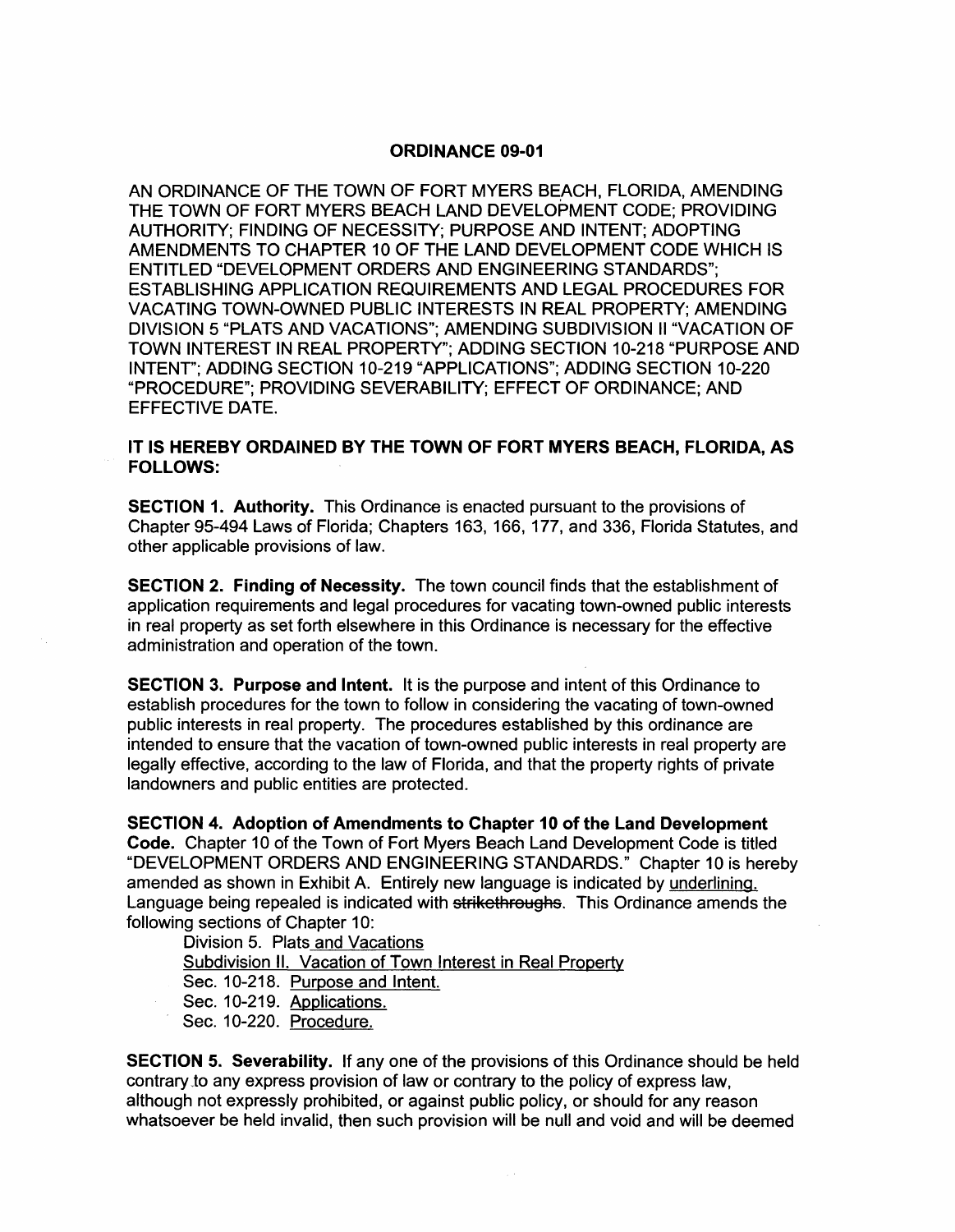# ORDINANCE 09-01

AN ORDINANCE OF THE TOWN OF FORT MYERS BEACH, FLORIDA, AMENDING THE TOWN OF FORT MYERS BEACH LAND DEVELOPMENT CODE; PROVIDING AUTHORITY; FINDING OF NECESSITY; PURPOSE AND INTENT; ADOPTING AMENDMENTS TO CHAPTER 10 OF THE LAND DEVELOPMENT CODE WHICH IS ENTITLED "DEVELOPMENT ORDERS AND ENGINEERING STANDARDS"; ESTABLISHING APPLICATION REQUIREMENTS AND LEGAL PROCEDURES FOR VACATING TOWN-OWNED PUBLIC INTERESTS IN REAL PROPERTY; AMENDING DIVISION 5 "PLATS AND VACATIONS"; AMENDING SUBDIVISION II "VACATION OF TOWN INTEREST IN REAL PROPERTY"; ADDING SECTION 10-218 "PURPOSE AND INTENT"; ADDING SECTION 10-219 "APPLICATIONS"; ADDING SECTION 10-220 "PROCEDURE"; PROVIDING SEVERABILITY; EFFECT OF ORDINANCE; AND EFFECTIVE DATE.

**IT IS HEREBY ORDAINED BY THE TOWN OF FORT MYERS BEACH, FLORIDA, AS FOLLOWS:**

**SECTION 1. Authority.** This Ordinance is enacted pursuant to the provisions of Chapter 95-494 Laws of Florida; Chapters 163, 166, 177, and 336, Florida Statutes, and other applicable provisions of law.

**SECTION 2. Finding of Necessity.** The town council finds that the establishment of application requirements and legal procedures for vacating town-owned public interests in real property as set forth elsewhere in this Ordinance is necessary for the effective administration and operation of the town.

**SECTION 3. Purpose and Intent.** It is the purpose and intent of this Ordinance to establish procedures for the town to follow in considering the vacating of town-owned public interests in real property. The procedures established by this ordinance are intended to ensure that the vacation of town-owned public interests in real property are legally effective, according to the law of Florida, and that the property rights of private landowners and public entities are protected.

**SECTION 4. Adoption of Amendments to Chapter 10 of the Land Development Code.** Chapter 10 of the Town of Fort Myers Beach Land Development Code is titled "DEVELOPMENT ORDERS AND ENGINEERING STANDARDS." Chapter 10 is hereby amended as shown in Exhibit A. Entirely new language is indicated by <u>underlining.</u> Language being repealed is indicated with ~~strikethroughs~~. This Ordinance amends the following sections of Chapter 10:

Division 5. Plats<u> and Vacations</u>
<u>Subdivision II. Vacation of Town Interest in Real Property</u>
Sec. 10-218. <u>Purpose and Intent.</u>
Sec. 10-219. <u>Applications.</u>
Sec. 10-220. <u>Procedure.</u>

**SECTION 5. Severability.** If any one of the provisions of this Ordinance should be held contrary to any express provision of law or contrary to the policy of express law, although not expressly prohibited, or against public policy, or should for any reason whatsoever be held invalid, then such provision will be null and void and will be deemed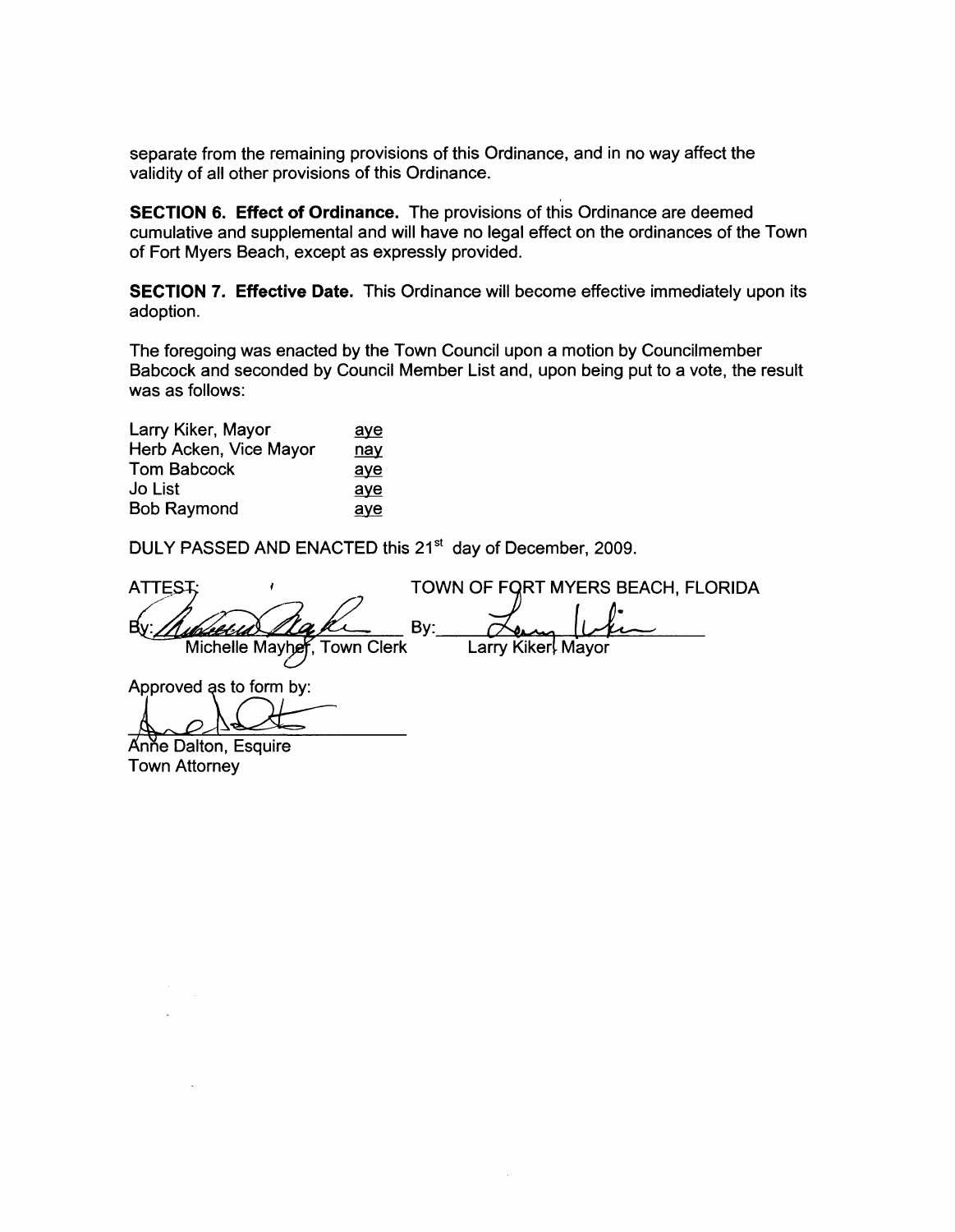separate from the remaining provisions of this Ordinance, and in no way affect the validity of all other provisions of this Ordinance.

**SECTION 6. Effect of Ordinance.** The provisions of this Ordinance are deemed cumulative and supplemental and will have no legal effect on the ordinances of the Town of Fort Myers Beach, except as expressly provided.

**SECTION 7. Effective Date.** This Ordinance will become effective immediately upon its adoption.

The foregoing was enacted by the Town Council upon a motion by Councilmember Babcock and seconded by Council Member List and, upon being put to a vote, the result was as follows:

| | |
|---|---|
| Larry Kiker, Mayor | aye |
| Herb Acken, Vice Mayor | nay |
| Tom Babcock | aye |
| Jo List | aye |
| Bob Raymond | aye |

DULY PASSED AND ENACTED this 21st day of December, 2009.

ATTEST:

By: _______________
Michelle Mayher, Town Clerk

TOWN OF FORT MYERS BEACH, FLORIDA

By: _______________
Larry Kiker, Mayor

Approved as to form by:

_______________
Anne Dalton, Esquire
Town Attorney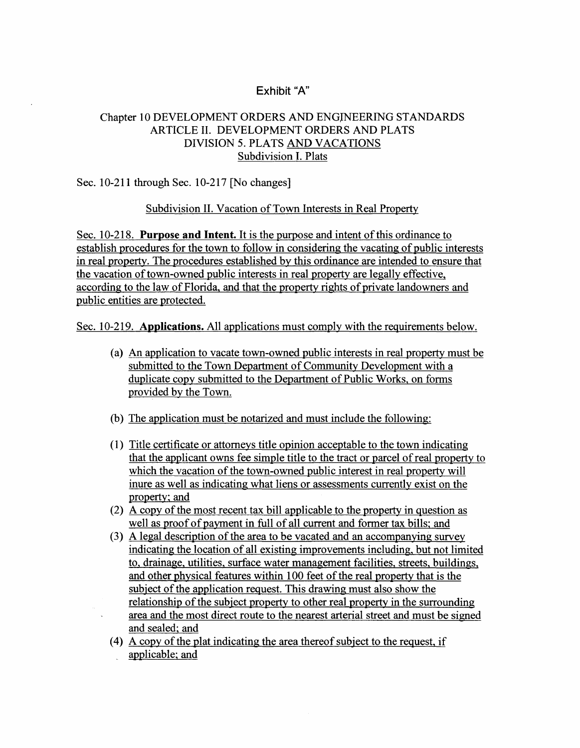Exhibit "A"

Chapter 10 DEVELOPMENT ORDERS AND ENGINEERING STANDARDS
ARTICLE II. DEVELOPMENT ORDERS AND PLATS
DIVISION 5. PLATS AND VACATIONS
Subdivision I. Plats

Sec. 10-211 through Sec. 10-217 [No changes]

Subdivision II. Vacation of Town Interests in Real Property

Sec. 10-218. **Purpose and Intent.** It is the purpose and intent of this ordinance to establish procedures for the town to follow in considering the vacating of public interests in real property. The procedures established by this ordinance are intended to ensure that the vacation of town-owned public interests in real property are legally effective, according to the law of Florida, and that the property rights of private landowners and public entities are protected.

Sec. 10-219. **Applications.** All applications must comply with the requirements below.

(a) An application to vacate town-owned public interests in real property must be submitted to the Town Department of Community Development with a duplicate copy submitted to the Department of Public Works, on forms provided by the Town.

(b) The application must be notarized and must include the following:

(1) Title certificate or attorneys title opinion acceptable to the town indicating that the applicant owns fee simple title to the tract or parcel of real property to which the vacation of the town-owned public interest in real property will inure as well as indicating what liens or assessments currently exist on the property; and

(2) A copy of the most recent tax bill applicable to the property in question as well as proof of payment in full of all current and former tax bills; and

(3) A legal description of the area to be vacated and an accompanying survey indicating the location of all existing improvements including, but not limited to, drainage, utilities, surface water management facilities, streets, buildings, and other physical features within 100 feet of the real property that is the subject of the application request. This drawing must also show the relationship of the subject property to other real property in the surrounding area and the most direct route to the nearest arterial street and must be signed and sealed; and

(4) A copy of the plat indicating the area thereof subject to the request, if applicable; and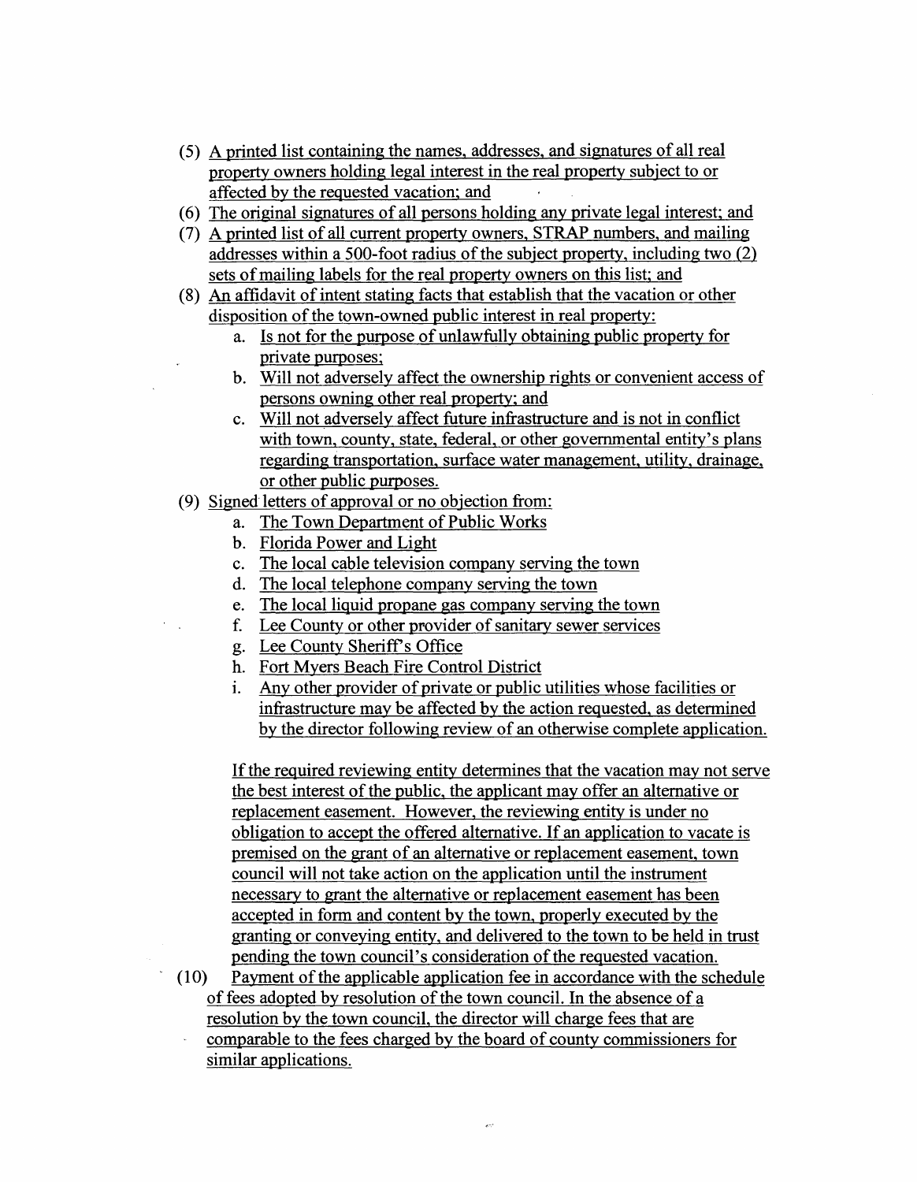(5) A printed list containing the names, addresses, and signatures of all real property owners holding legal interest in the real property subject to or affected by the requested vacation; and

(6) The original signatures of all persons holding any private legal interest; and

(7) A printed list of all current property owners, STRAP numbers, and mailing addresses within a 500-foot radius of the subject property, including two (2) sets of mailing labels for the real property owners on this list; and

(8) An affidavit of intent stating facts that establish that the vacation or other disposition of the town-owned public interest in real property:

   a. Is not for the purpose of unlawfully obtaining public property for private purposes;
   b. Will not adversely affect the ownership rights or convenient access of persons owning other real property; and
   c. Will not adversely affect future infrastructure and is not in conflict with town, county, state, federal, or other governmental entity's plans regarding transportation, surface water management, utility, drainage, or other public purposes.

(9) Signed letters of approval or no objection from:

   a. The Town Department of Public Works
   b. Florida Power and Light
   c. The local cable television company serving the town
   d. The local telephone company serving the town
   e. The local liquid propane gas company serving the town
   f. Lee County or other provider of sanitary sewer services
   g. Lee County Sheriff's Office
   h. Fort Myers Beach Fire Control District
   i. Any other provider of private or public utilities whose facilities or infrastructure may be affected by the action requested, as determined by the director following review of an otherwise complete application.

   If the required reviewing entity determines that the vacation may not serve the best interest of the public, the applicant may offer an alternative or replacement easement. However, the reviewing entity is under no obligation to accept the offered alternative. If an application to vacate is premised on the grant of an alternative or replacement easement, town council will not take action on the application until the instrument necessary to grant the alternative or replacement easement has been accepted in form and content by the town, properly executed by the granting or conveying entity, and delivered to the town to be held in trust pending the town council's consideration of the requested vacation.

(10) Payment of the applicable application fee in accordance with the schedule of fees adopted by resolution of the town council. In the absence of a resolution by the town council, the director will charge fees that are comparable to the fees charged by the board of county commissioners for similar applications.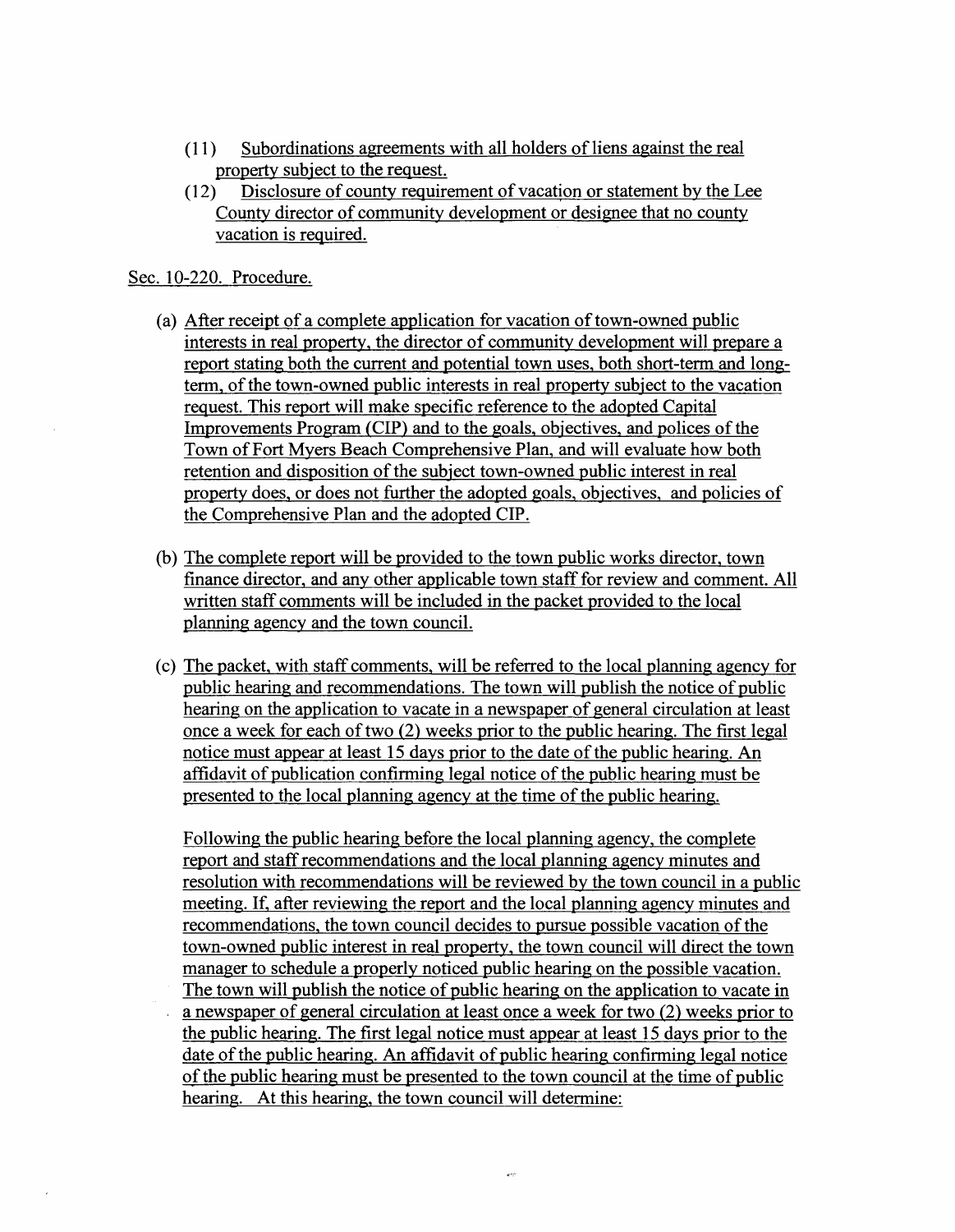(11) Subordinations agreements with all holders of liens against the real property subject to the request.

(12) Disclosure of county requirement of vacation or statement by the Lee County director of community development or designee that no county vacation is required.

Sec. 10-220. Procedure.

(a) After receipt of a complete application for vacation of town-owned public interests in real property, the director of community development will prepare a report stating both the current and potential town uses, both short-term and long-term, of the town-owned public interests in real property subject to the vacation request. This report will make specific reference to the adopted Capital Improvements Program (CIP) and to the goals, objectives, and polices of the Town of Fort Myers Beach Comprehensive Plan, and will evaluate how both retention and disposition of the subject town-owned public interest in real property does, or does not further the adopted goals, objectives, and policies of the Comprehensive Plan and the adopted CIP.

(b) The complete report will be provided to the town public works director, town finance director, and any other applicable town staff for review and comment. All written staff comments will be included in the packet provided to the local planning agency and the town council.

(c) The packet, with staff comments, will be referred to the local planning agency for public hearing and recommendations. The town will publish the notice of public hearing on the application to vacate in a newspaper of general circulation at least once a week for each of two (2) weeks prior to the public hearing. The first legal notice must appear at least 15 days prior to the date of the public hearing. An affidavit of publication confirming legal notice of the public hearing must be presented to the local planning agency at the time of the public hearing.

Following the public hearing before the local planning agency, the complete report and staff recommendations and the local planning agency minutes and resolution with recommendations will be reviewed by the town council in a public meeting. If, after reviewing the report and the local planning agency minutes and recommendations, the town council decides to pursue possible vacation of the town-owned public interest in real property, the town council will direct the town manager to schedule a properly noticed public hearing on the possible vacation. The town will publish the notice of public hearing on the application to vacate in a newspaper of general circulation at least once a week for two (2) weeks prior to the public hearing. The first legal notice must appear at least 15 days prior to the date of the public hearing. An affidavit of public hearing confirming legal notice of the public hearing must be presented to the town council at the time of public hearing. At this hearing, the town council will determine: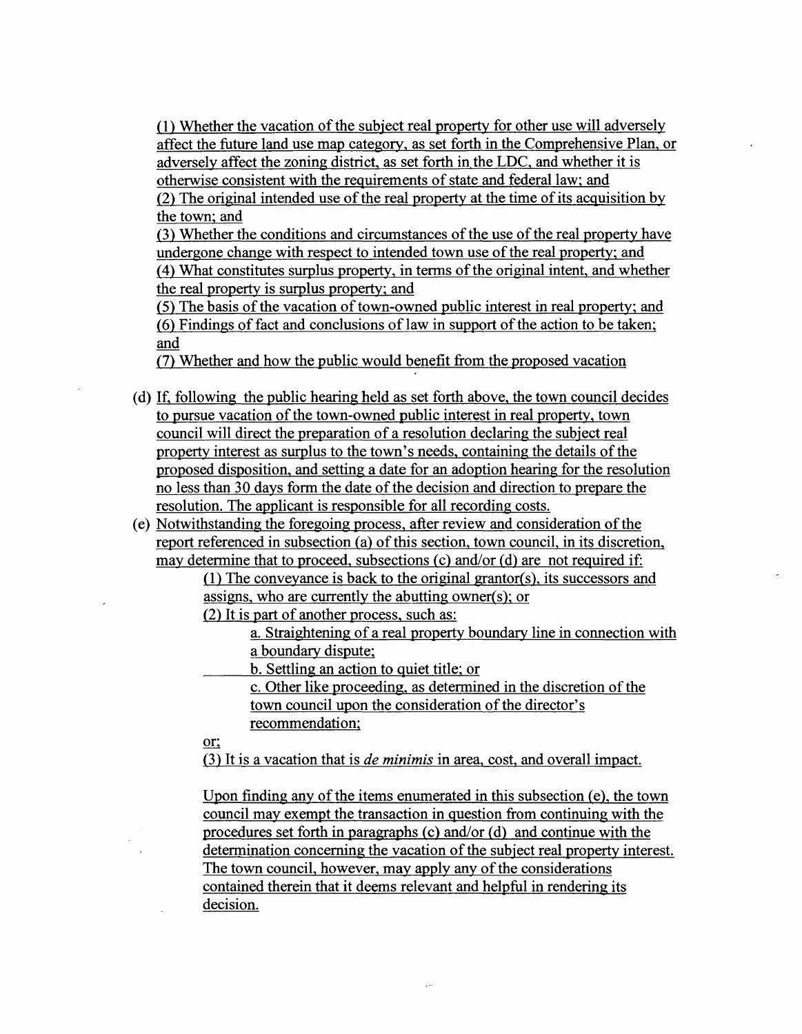(1) Whether the vacation of the subject real property for other use will adversely affect the future land use map category, as set forth in the Comprehensive Plan, or adversely affect the zoning district, as set forth in the LDC, and whether it is otherwise consistent with the requirements of state and federal law; and

(2) The original intended use of the real property at the time of its acquisition by the town; and

(3) Whether the conditions and circumstances of the use of the real property have undergone change with respect to intended town use of the real property; and

(4) What constitutes surplus property, in terms of the original intent, and whether the real property is surplus property; and

(5) The basis of the vacation of town-owned public interest in real property; and

(6) Findings of fact and conclusions of law in support of the action to be taken; and

(7) Whether and how the public would benefit from the proposed vacation

(d) If, following the public hearing held as set forth above, the town council decides to pursue vacation of the town-owned public interest in real property, town council will direct the preparation of a resolution declaring the subject real property interest as surplus to the town's needs, containing the details of the proposed disposition, and setting a date for an adoption hearing for the resolution no less than 30 days form the date of the decision and direction to prepare the resolution. The applicant is responsible for all recording costs.

(e) Notwithstanding the foregoing process, after review and consideration of the report referenced in subsection (a) of this section, town council, in its discretion, may determine that to proceed, subsections (c) and/or (d) are not required if:

(1) The conveyance is back to the original grantor(s), its successors and assigns, who are currently the abutting owner(s); or

(2) It is part of another process, such as:

a. Straightening of a real property boundary line in connection with a boundary dispute;

b. Settling an action to quiet title; or

c. Other like proceeding, as determined in the discretion of the town council upon the consideration of the director's recommendation;

or;

(3) It is a vacation that is *de minimis* in area, cost, and overall impact.

Upon finding any of the items enumerated in this subsection (e), the town council may exempt the transaction in question from continuing with the procedures set forth in paragraphs (c) and/or (d) and continue with the determination concerning the vacation of the subject real property interest. The town council, however, may apply any of the considerations contained therein that it deems relevant and helpful in rendering its decision.